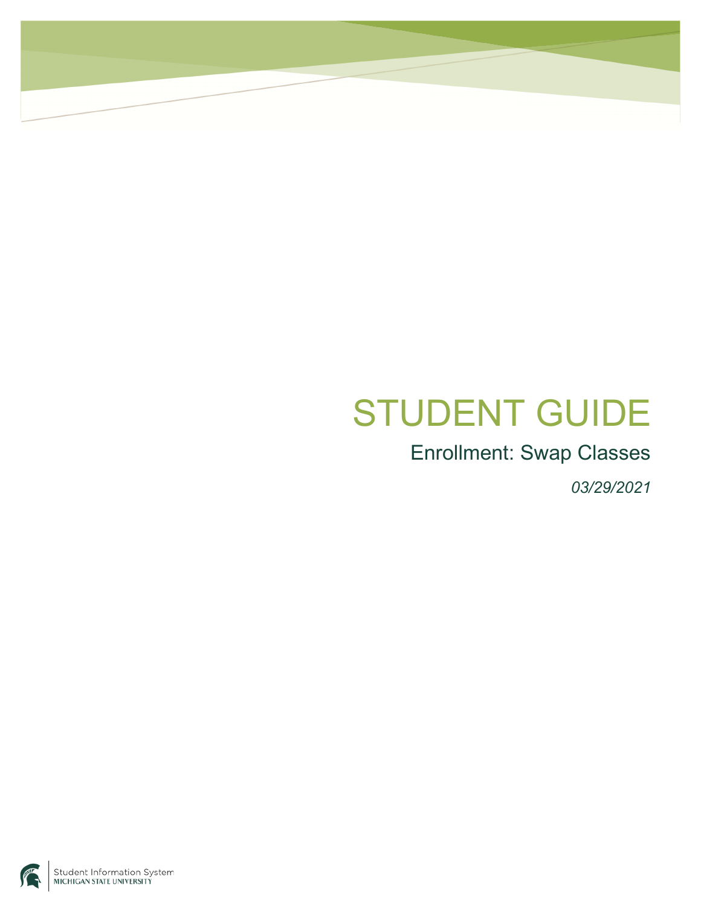# STUDENT GUIDE

## Enrollment: Swap Classes

*03/29/2021*

Student Information System
MICHIGAN STATE UNIVERSITY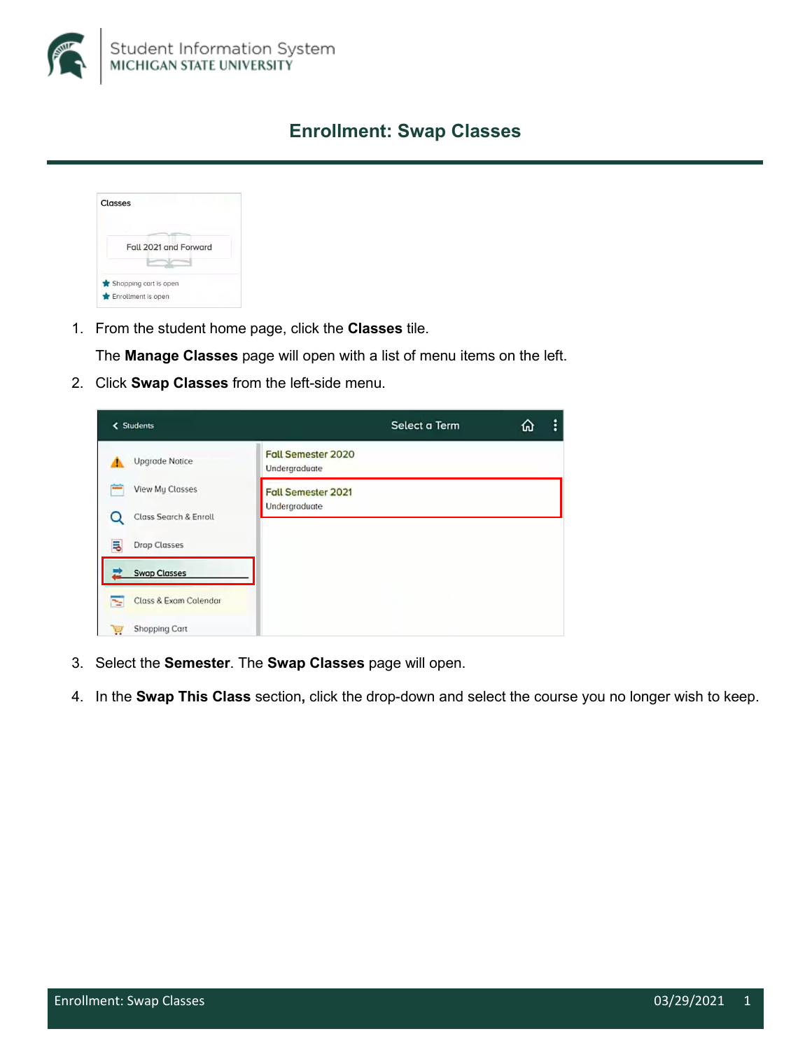# Enrollment: Swap Classes

1. From the student home page, click the **Classes** tile.

   The **Manage Classes** page will open with a list of menu items on the left.

2. Click **Swap Classes** from the left-side menu.

3. Select the **Semester**. The **Swap Classes** page will open.

4. In the **Swap This Class** section**,** click the drop-down and select the course you no longer wish to keep.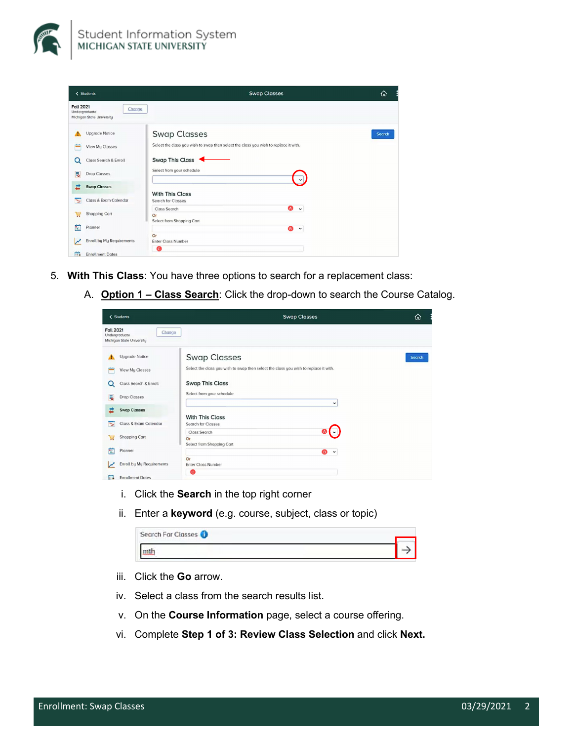5. **With This Class**: You have three options to search for a replacement class:

   A. **Option 1 – Class Search**: Click the drop-down to search the Course Catalog.

      i. Click the **Search** in the top right corner

      ii. Enter a **keyword** (e.g. course, subject, class or topic)

      iii. Click the **Go** arrow.

      iv. Select a class from the search results list.

      v. On the **Course Information** page, select a course offering.

      vi. Complete **Step 1 of 3: Review Class Selection** and click **Next.**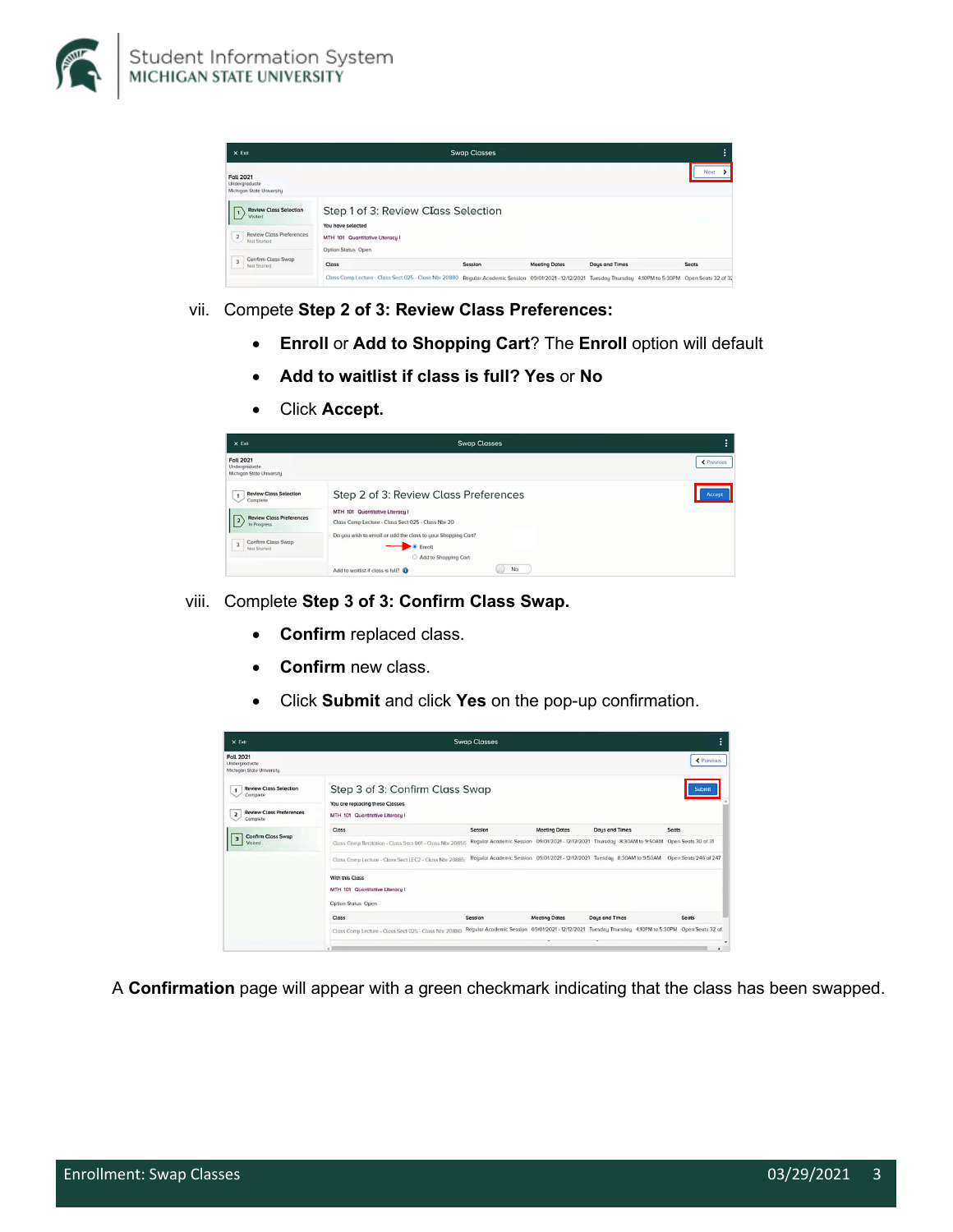vii. Compete **Step 2 of 3: Review Class Preferences:**

- **Enroll** or **Add to Shopping Cart**? The **Enroll** option will default
- **Add to waitlist if class is full? Yes** or **No**
- Click **Accept.**

viii. Complete **Step 3 of 3: Confirm Class Swap.**

- **Confirm** replaced class.
- **Confirm** new class.
- Click **Submit** and click **Yes** on the pop-up confirmation.

A **Confirmation** page will appear with a green checkmark indicating that the class has been swapped.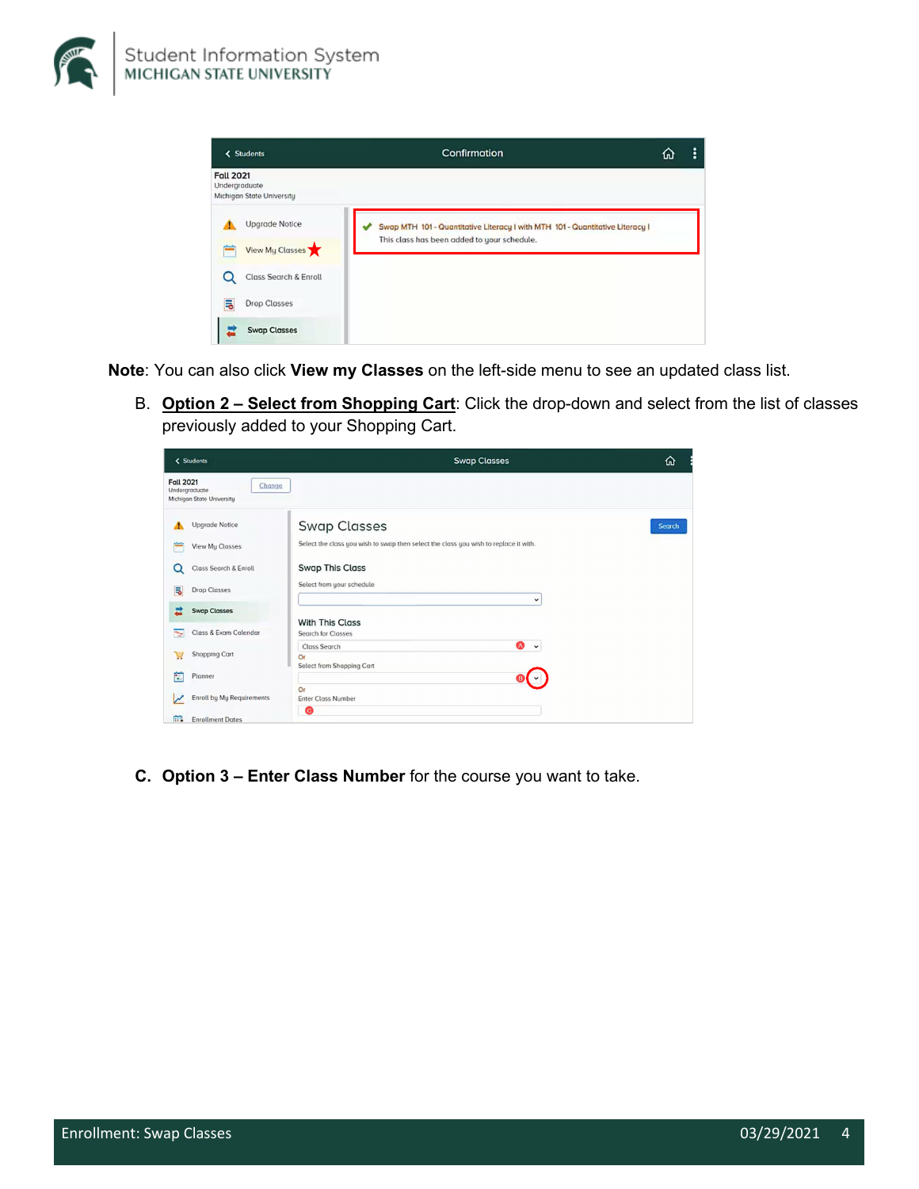**Note**: You can also click **View my Classes** on the left-side menu to see an updated class list.

B. **Option 2 – Select from Shopping Cart**: Click the drop-down and select from the list of classes previously added to your Shopping Cart.

C. **Option 3 – Enter Class Number** for the course you want to take.